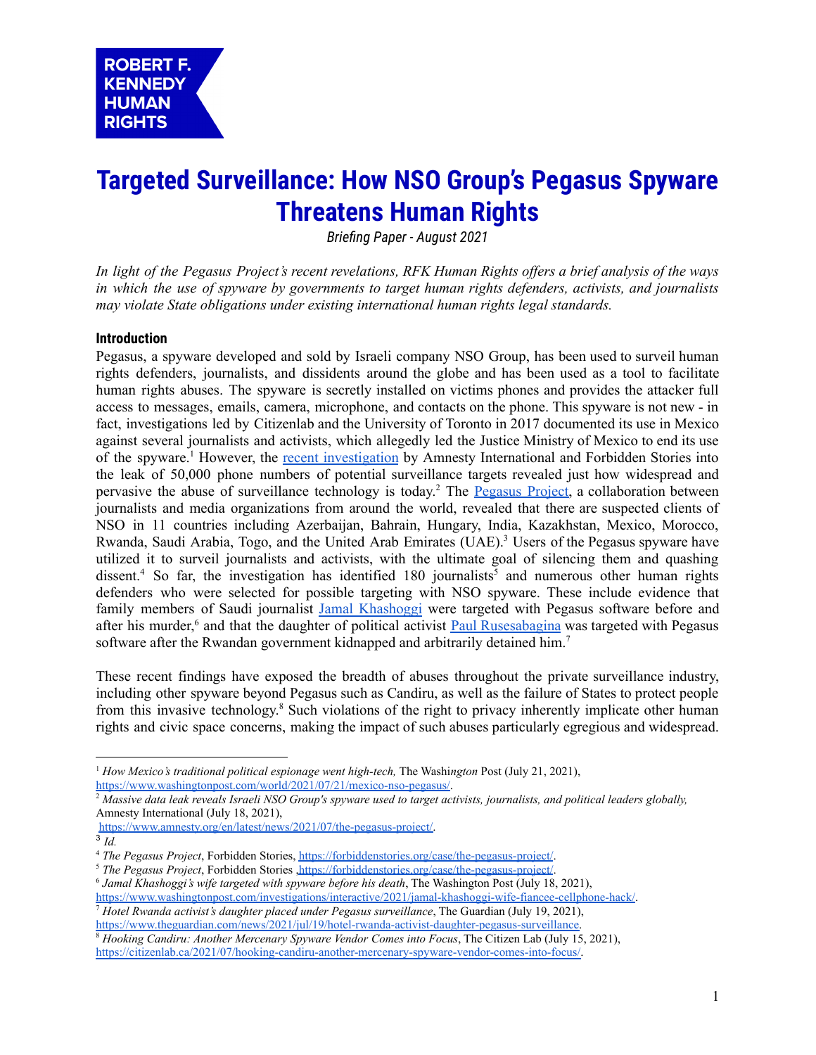ROBERT F. KENNEDY HUMAN RIGHTS

# Targeted Surveillance: How NSO Group's Pegasus Spyware Threatens Human Rights

*Briefing Paper - August 2021*

*In light of the Pegasus Project's recent revelations, RFK Human Rights offers a brief analysis of the ways in which the use of spyware by governments to target human rights defenders, activists, and journalists may violate State obligations under existing international human rights legal standards.*

## Introduction

Pegasus, a spyware developed and sold by Israeli company NSO Group, has been used to surveil human rights defenders, journalists, and dissidents around the globe and has been used as a tool to facilitate human rights abuses. The spyware is secretly installed on victims phones and provides the attacker full access to messages, emails, camera, microphone, and contacts on the phone. This spyware is not new - in fact, investigations led by Citizenlab and the University of Toronto in 2017 documented its use in Mexico against several journalists and activists, which allegedly led the Justice Ministry of Mexico to end its use of the spyware.[1] However, the recent investigation by Amnesty International and Forbidden Stories into the leak of 50,000 phone numbers of potential surveillance targets revealed just how widespread and pervasive the abuse of surveillance technology is today.[2] The Pegasus Project, a collaboration between journalists and media organizations from around the world, revealed that there are suspected clients of NSO in 11 countries including Azerbaijan, Bahrain, Hungary, India, Kazakhstan, Mexico, Morocco, Rwanda, Saudi Arabia, Togo, and the United Arab Emirates (UAE).[3] Users of the Pegasus spyware have utilized it to surveil journalists and activists, with the ultimate goal of silencing them and quashing dissent.[4] So far, the investigation has identified 180 journalists[5] and numerous other human rights defenders who were selected for possible targeting with NSO spyware. These include evidence that family members of Saudi journalist Jamal Khashoggi were targeted with Pegasus software before and after his murder,[6] and that the daughter of political activist Paul Rusesabagina was targeted with Pegasus software after the Rwandan government kidnapped and arbitrarily detained him.[7]

These recent findings have exposed the breadth of abuses throughout the private surveillance industry, including other spyware beyond Pegasus such as Candiru, as well as the failure of States to protect people from this invasive technology.[8] Such violations of the right to privacy inherently implicate other human rights and civic space concerns, making the impact of such abuses particularly egregious and widespread.

---

[1] *How Mexico's traditional political espionage went high-tech,* The Washington Post (July 21, 2021), https://www.washingtonpost.com/world/2021/07/21/mexico-nso-pegasus/.

[2] *Massive data leak reveals Israeli NSO Group's spyware used to target activists, journalists, and political leaders globally,* Amnesty International (July 18, 2021), https://www.amnesty.org/en/latest/news/2021/07/the-pegasus-project/.

[3] *Id.*

[4] *The Pegasus Project*, Forbidden Stories, https://forbiddenstories.org/case/the-pegasus-project/.

[5] *The Pegasus Project*, Forbidden Stories https://forbiddenstories.org/case/the-pegasus-project/.

[6] *Jamal Khashoggi's wife targeted with spyware before his death*, The Washington Post (July 18, 2021), https://www.washingtonpost.com/investigations/interactive/2021/jamal-khashoggi-wife-fiancee-cellphone-hack/.

[7] *Hotel Rwanda activist's daughter placed under Pegasus surveillance*, The Guardian (July 19, 2021), https://www.theguardian.com/news/2021/jul/19/hotel-rwanda-activist-daughter-pegasus-surveillance.

[8] *Hooking Candiru: Another Mercenary Spyware Vendor Comes into Focus*, The Citizen Lab (July 15, 2021), https://citizenlab.ca/2021/07/hooking-candiru-another-mercenary-spyware-vendor-comes-into-focus/.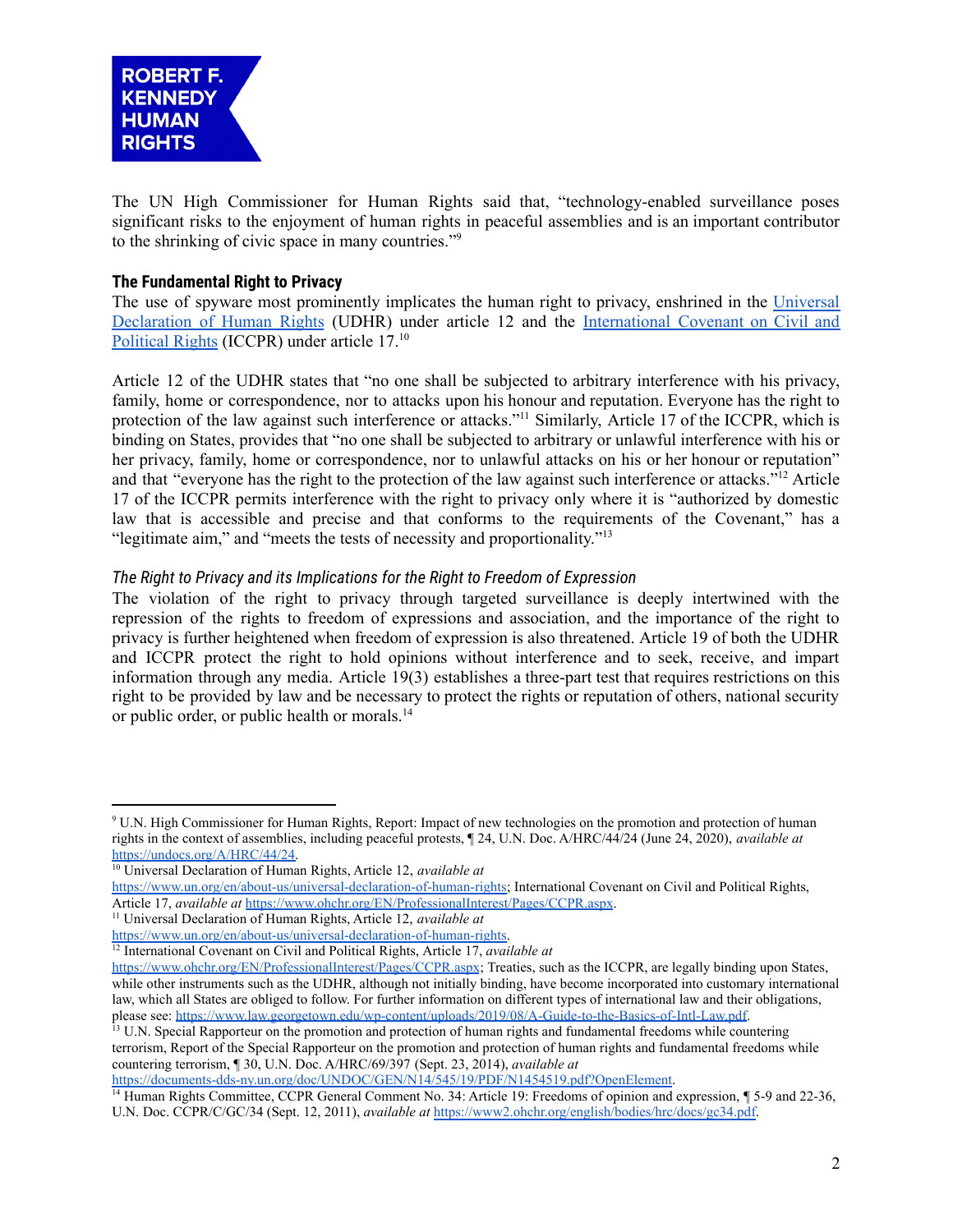The UN High Commissioner for Human Rights said that, "technology-enabled surveillance poses significant risks to the enjoyment of human rights in peaceful assemblies and is an important contributor to the shrinking of civic space in many countries."[9]

### The Fundamental Right to Privacy

The use of spyware most prominently implicates the human right to privacy, enshrined in the [Universal Declaration of Human Rights](https://www.un.org/en/about-us/universal-declaration-of-human-rights) (UDHR) under article 12 and the [International Covenant on Civil and Political Rights](https://www.ohchr.org/EN/ProfessionalInterest/Pages/CCPR.aspx) (ICCPR) under article 17.[10]

Article 12 of the UDHR states that "no one shall be subjected to arbitrary interference with his privacy, family, home or correspondence, nor to attacks upon his honour and reputation. Everyone has the right to protection of the law against such interference or attacks."[11] Similarly, Article 17 of the ICCPR, which is binding on States, provides that "no one shall be subjected to arbitrary or unlawful interference with his or her privacy, family, home or correspondence, nor to unlawful attacks on his or her honour or reputation" and that "everyone has the right to the protection of the law against such interference or attacks."[12] Article 17 of the ICCPR permits interference with the right to privacy only where it is "authorized by domestic law that is accessible and precise and that conforms to the requirements of the Covenant," has a "legitimate aim," and "meets the tests of necessity and proportionality."[13]

#### *The Right to Privacy and its Implications for the Right to Freedom of Expression*

The violation of the right to privacy through targeted surveillance is deeply intertwined with the repression of the rights to freedom of expressions and association, and the importance of the right to privacy is further heightened when freedom of expression is also threatened. Article 19 of both the UDHR and ICCPR protect the right to hold opinions without interference and to seek, receive, and impart information through any media. Article 19(3) establishes a three-part test that requires restrictions on this right to be provided by law and be necessary to protect the rights or reputation of others, national security or public order, or public health or morals.[14]

---

[9] U.N. High Commissioner for Human Rights, Report: Impact of new technologies on the promotion and protection of human rights in the context of assemblies, including peaceful protests, ¶ 24, U.N. Doc. A/HRC/44/24 (June 24, 2020), *available at* [https://undocs.org/A/HRC/44/24](https://undocs.org/A/HRC/44/24).

[10] Universal Declaration of Human Rights, Article 12, *available at* [https://www.un.org/en/about-us/universal-declaration-of-human-rights](https://www.un.org/en/about-us/universal-declaration-of-human-rights); International Covenant on Civil and Political Rights, Article 17, *available at* [https://www.ohchr.org/EN/ProfessionalInterest/Pages/CCPR.aspx](https://www.ohchr.org/EN/ProfessionalInterest/Pages/CCPR.aspx).

[11] Universal Declaration of Human Rights, Article 12, *available at* [https://www.un.org/en/about-us/universal-declaration-of-human-rights](https://www.un.org/en/about-us/universal-declaration-of-human-rights).

[12] International Covenant on Civil and Political Rights, Article 17, *available at* [https://www.ohchr.org/EN/ProfessionalInterest/Pages/CCPR.aspx](https://www.ohchr.org/EN/ProfessionalInterest/Pages/CCPR.aspx); Treaties, such as the ICCPR, are legally binding upon States, while other instruments such as the UDHR, although not initially binding, have become incorporated into customary international law, which all States are obliged to follow. For further information on different types of international law and their obligations, please see: [https://www.law.georgetown.edu/wp-content/uploads/2019/08/A-Guide-to-the-Basics-of-Intl-Law.pdf](https://www.law.georgetown.edu/wp-content/uploads/2019/08/A-Guide-to-the-Basics-of-Intl-Law.pdf).

[13] U.N. Special Rapporteur on the promotion and protection of human rights and fundamental freedoms while countering terrorism, Report of the Special Rapporteur on the promotion and protection of human rights and fundamental freedoms while countering terrorism, ¶ 30, U.N. Doc. A/HRC/69/397 (Sept. 23, 2014), *available at* [https://documents-dds-ny.un.org/doc/UNDOC/GEN/N14/545/19/PDF/N1454519.pdf?OpenElement](https://documents-dds-ny.un.org/doc/UNDOC/GEN/N14/545/19/PDF/N1454519.pdf?OpenElement).

[14] Human Rights Committee, CCPR General Comment No. 34: Article 19: Freedoms of opinion and expression, ¶ 5-9 and 22-36, U.N. Doc. CCPR/C/GC/34 (Sept. 12, 2011), *available at* [https://www2.ohchr.org/english/bodies/hrc/docs/gc34.pdf](https://www2.ohchr.org/english/bodies/hrc/docs/gc34.pdf).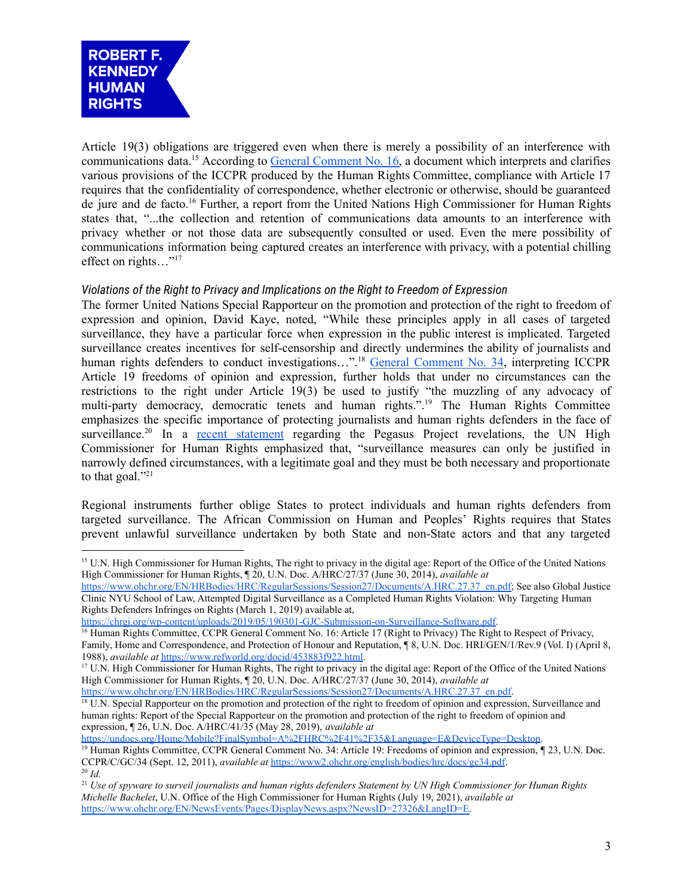Article 19(3) obligations are triggered even when there is merely a possibility of an interference with communications data.[15] According to [General Comment No. 16](https://www.refworld.org/docid/453883f922.html), a document which interprets and clarifies various provisions of the ICCPR produced by the Human Rights Committee, compliance with Article 17 requires that the confidentiality of correspondence, whether electronic or otherwise, should be guaranteed de jure and de facto.[16] Further, a report from the United Nations High Commissioner for Human Rights states that, "...the collection and retention of communications data amounts to an interference with privacy whether or not those data are subsequently consulted or used. Even the mere possibility of communications information being captured creates an interference with privacy, with a potential chilling effect on rights…"[17]

*Violations of the Right to Privacy and Implications on the Right to Freedom of Expression*

The former United Nations Special Rapporteur on the promotion and protection of the right to freedom of expression and opinion, David Kaye, noted, "While these principles apply in all cases of targeted surveillance, they have a particular force when expression in the public interest is implicated. Targeted surveillance creates incentives for self-censorship and directly undermines the ability of journalists and human rights defenders to conduct investigations…".[18] [General Comment No. 34](https://www2.ohchr.org/english/bodies/hrc/docs/gc34.pdf), interpreting ICCPR Article 19 freedoms of opinion and expression, further holds that under no circumstances can the restrictions to the right under Article 19(3) be used to justify "the muzzling of any advocacy of multi-party democracy, democratic tenets and human rights.".[19] The Human Rights Committee emphasizes the specific importance of protecting journalists and human rights defenders in the face of surveillance.[20] In a [recent statement](https://www.ohchr.org/EN/NewsEvents/Pages/DisplayNews.aspx?NewsID=27326&LangID=E) regarding the Pegasus Project revelations, the UN High Commissioner for Human Rights emphasized that, "surveillance measures can only be justified in narrowly defined circumstances, with a legitimate goal and they must be both necessary and proportionate to that goal."[21]

Regional instruments further oblige States to protect individuals and human rights defenders from targeted surveillance. The African Commission on Human and Peoples' Rights requires that States prevent unlawful surveillance undertaken by both State and non-State actors and that any targeted

---

[15] U.N. High Commissioner for Human Rights, The right to privacy in the digital age: Report of the Office of the United Nations High Commissioner for Human Rights, ¶ 20, U.N. Doc. A/HRC/27/37 (June 30, 2014), *available at* https://www.ohchr.org/EN/HRBodies/HRC/RegularSessions/Session27/Documents/A.HRC.27.37_en.pdf; See also Global Justice Clinic NYU School of Law, Attempted Digital Surveillance as a Completed Human Rights Violation: Why Targeting Human Rights Defenders Infringes on Rights (March 1, 2019) available at, https://chrgj.org/wp-content/uploads/2019/05/190301-GJC-Submission-on-Surveillance-Software.pdf.

[16] Human Rights Committee, CCPR General Comment No. 16: Article 17 (Right to Privacy) The Right to Respect of Privacy, Family, Home and Correspondence, and Protection of Honour and Reputation, ¶ 8, U.N. Doc. HRI/GEN/1/Rev.9 (Vol. I) (April 8, 1988), *available at* https://www.refworld.org/docid/453883f922.html.

[17] U.N. High Commissioner for Human Rights, The right to privacy in the digital age: Report of the Office of the United Nations High Commissioner for Human Rights, ¶ 20, U.N. Doc. A/HRC/27/37 (June 30, 2014), *available at* https://www.ohchr.org/EN/HRBodies/HRC/RegularSessions/Session27/Documents/A.HRC.27.37_en.pdf.

[18] U.N. Special Rapporteur on the promotion and protection of the right to freedom of opinion and expression, Surveillance and human rights: Report of the Special Rapporteur on the promotion and protection of the right to freedom of opinion and expression, ¶ 26, U.N. Doc. A/HRC/41/35 (May 28, 2019), *available at* https://undocs.org/Home/Mobile?FinalSymbol=A%2FHRC%2F41%2F35&Language=E&DeviceType=Desktop.

[19] Human Rights Committee, CCPR General Comment No. 34: Article 19: Freedoms of opinion and expression, ¶ 23, U.N. Doc. CCPR/C/GC/34 (Sept. 12, 2011), *available at* https://www2.ohchr.org/english/bodies/hrc/docs/gc34.pdf.

[20] *Id.*

[21] *Use of spyware to surveil journalists and human rights defenders Statement by UN High Commissioner for Human Rights Michelle Bachelet*, U.N. Office of the High Commissioner for Human Rights (July 19, 2021), *available at* https://www.ohchr.org/EN/NewsEvents/Pages/DisplayNews.aspx?NewsID=27326&LangID=E.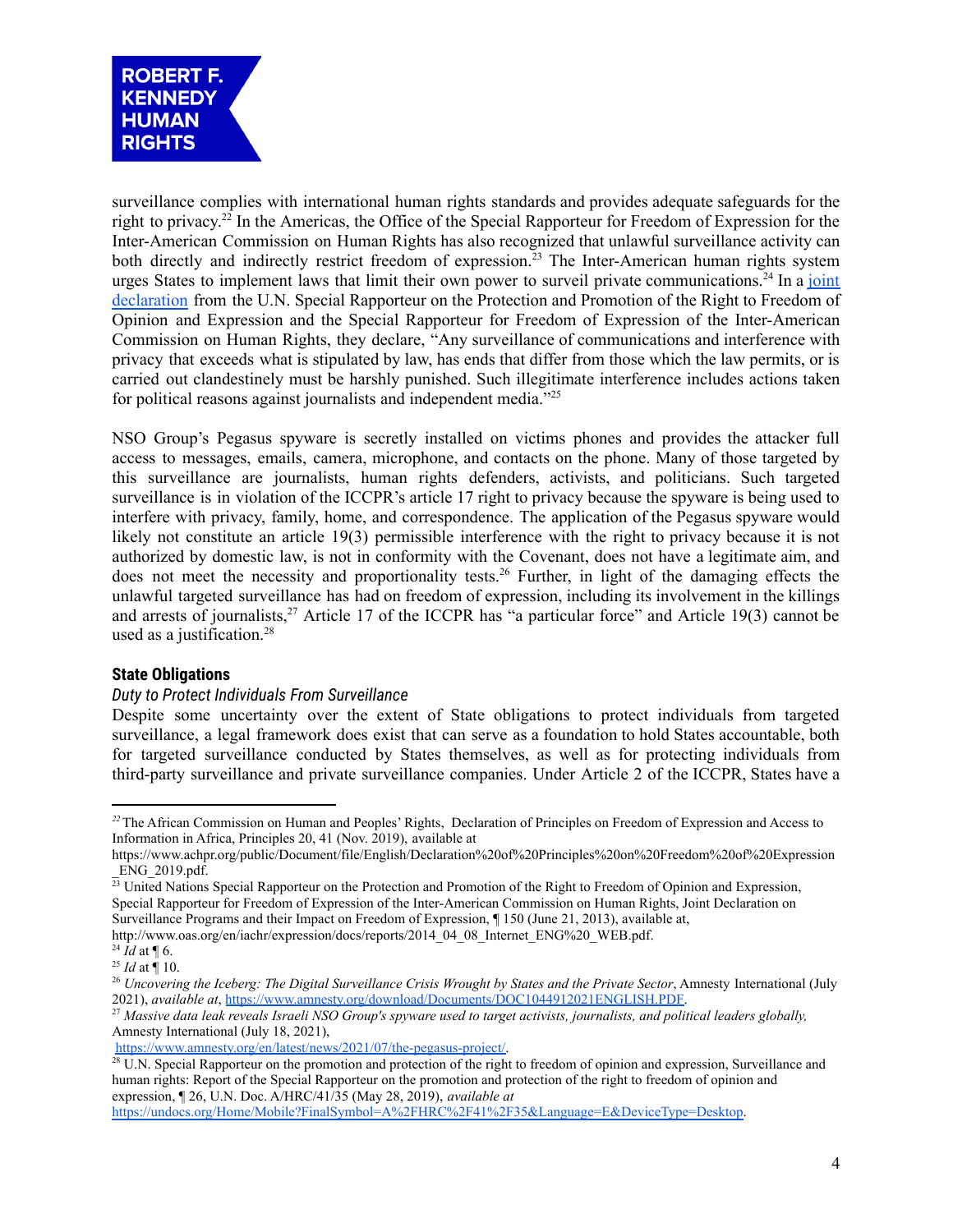surveillance complies with international human rights standards and provides adequate safeguards for the right to privacy.[22] In the Americas, the Office of the Special Rapporteur for Freedom of Expression for the Inter-American Commission on Human Rights has also recognized that unlawful surveillance activity can both directly and indirectly restrict freedom of expression.[23] The Inter-American human rights system urges States to implement laws that limit their own power to surveil private communications.[24] In a [joint declaration](http://www.oas.org/en/iachr/expression/docs/reports/2014_04_08_Internet_ENG%20_WEB.pdf) from the U.N. Special Rapporteur on the Protection and Promotion of the Right to Freedom of Opinion and Expression and the Special Rapporteur for Freedom of Expression of the Inter-American Commission on Human Rights, they declare, "Any surveillance of communications and interference with privacy that exceeds what is stipulated by law, has ends that differ from those which the law permits, or is carried out clandestinely must be harshly punished. Such illegitimate interference includes actions taken for political reasons against journalists and independent media."[25]

NSO Group's Pegasus spyware is secretly installed on victims phones and provides the attacker full access to messages, emails, camera, microphone, and contacts on the phone. Many of those targeted by this surveillance are journalists, human rights defenders, activists, and politicians. Such targeted surveillance is in violation of the ICCPR's article 17 right to privacy because the spyware is being used to interfere with privacy, family, home, and correspondence. The application of the Pegasus spyware would likely not constitute an article 19(3) permissible interference with the right to privacy because it is not authorized by domestic law, is not in conformity with the Covenant, does not have a legitimate aim, and does not meet the necessity and proportionality tests.[26] Further, in light of the damaging effects the unlawful targeted surveillance has had on freedom of expression, including its involvement in the killings and arrests of journalists,[27] Article 17 of the ICCPR has "a particular force" and Article 19(3) cannot be used as a justification.[28]

**State Obligations**

*Duty to Protect Individuals From Surveillance*

Despite some uncertainty over the extent of State obligations to protect individuals from targeted surveillance, a legal framework does exist that can serve as a foundation to hold States accountable, both for targeted surveillance conducted by States themselves, as well as for protecting individuals from third-party surveillance and private surveillance companies. Under Article 2 of the ICCPR, States have a

---

[22] The African Commission on Human and Peoples' Rights, Declaration of Principles on Freedom of Expression and Access to Information in Africa, Principles 20, 41 (Nov. 2019), available at https://www.achpr.org/public/Document/file/English/Declaration%20of%20Principles%20on%20Freedom%20of%20Expression_ENG_2019.pdf.

[23] United Nations Special Rapporteur on the Protection and Promotion of the Right to Freedom of Opinion and Expression, Special Rapporteur for Freedom of Expression of the Inter-American Commission on Human Rights, Joint Declaration on Surveillance Programs and their Impact on Freedom of Expression, ¶ 150 (June 21, 2013), available at, http://www.oas.org/en/iachr/expression/docs/reports/2014_04_08_Internet_ENG%20_WEB.pdf.

[24] *Id* at ¶ 6.

[25] *Id* at ¶ 10.

[26] *Uncovering the Iceberg: The Digital Surveillance Crisis Wrought by States and the Private Sector*, Amnesty International (July 2021), *available at*, https://www.amnesty.org/download/Documents/DOC1044912021ENGLISH.PDF.

[27] *Massive data leak reveals Israeli NSO Group's spyware used to target activists, journalists, and political leaders globally,* Amnesty International (July 18, 2021), https://www.amnesty.org/en/latest/news/2021/07/the-pegasus-project/.

[28] U.N. Special Rapporteur on the promotion and protection of the right to freedom of opinion and expression, Surveillance and human rights: Report of the Special Rapporteur on the promotion and protection of the right to freedom of opinion and expression, ¶ 26, U.N. Doc. A/HRC/41/35 (May 28, 2019), *available at* https://undocs.org/Home/Mobile?FinalSymbol=A%2FHRC%2F41%2F35&Language=E&DeviceType=Desktop.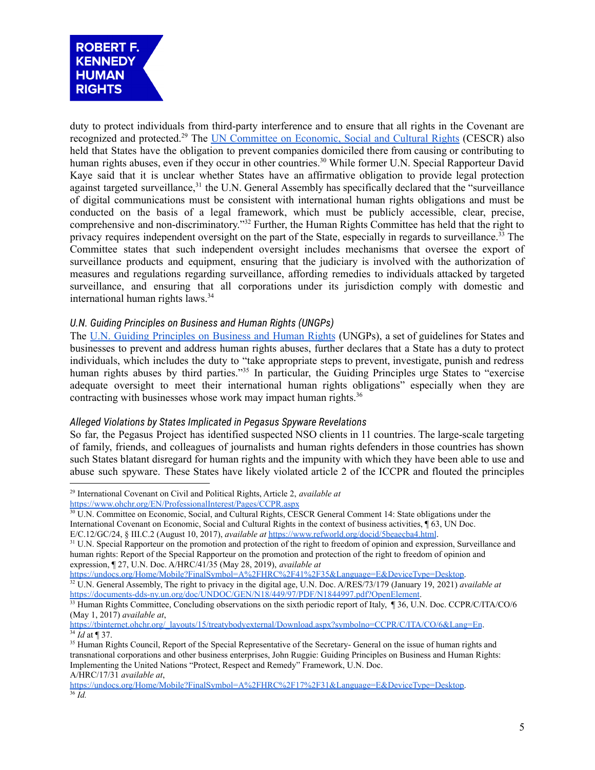duty to protect individuals from third-party interference and to ensure that all rights in the Covenant are recognized and protected.[29] The [UN Committee on Economic, Social and Cultural Rights](https://www.ohchr.org/EN/HRBodies/CESCR) (CESCR) also held that States have the obligation to prevent companies domiciled there from causing or contributing to human rights abuses, even if they occur in other countries.[30] While former U.N. Special Rapporteur David Kaye said that it is unclear whether States have an affirmative obligation to provide legal protection against targeted surveillance,[31] the U.N. General Assembly has specifically declared that the "surveillance of digital communications must be consistent with international human rights obligations and must be conducted on the basis of a legal framework, which must be publicly accessible, clear, precise, comprehensive and non-discriminatory."[32] Further, the Human Rights Committee has held that the right to privacy requires independent oversight on the part of the State, especially in regards to surveillance.[33] The Committee states that such independent oversight includes mechanisms that oversee the export of surveillance products and equipment, ensuring that the judiciary is involved with the authorization of measures and regulations regarding surveillance, affording remedies to individuals attacked by targeted surveillance, and ensuring that all corporations under its jurisdiction comply with domestic and international human rights laws.[34]

### *U.N. Guiding Principles on Business and Human Rights (UNGPs)*

The U.N. Guiding Principles on Business and Human Rights (UNGPs), a set of guidelines for States and businesses to prevent and address human rights abuses, further declares that a State has a duty to protect individuals, which includes the duty to "take appropriate steps to prevent, investigate, punish and redress human rights abuses by third parties."[35] In particular, the Guiding Principles urge States to "exercise adequate oversight to meet their international human rights obligations" especially when they are contracting with businesses whose work may impact human rights.[36]

### *Alleged Violations by States Implicated in Pegasus Spyware Revelations*

So far, the Pegasus Project has identified suspected NSO clients in 11 countries. The large-scale targeting of family, friends, and colleagues of journalists and human rights defenders in those countries has shown such States blatant disregard for human rights and the impunity with which they have been able to use and abuse such spyware. These States have likely violated article 2 of the ICCPR and flouted the principles

---

[29] International Covenant on Civil and Political Rights, Article 2, *available at* https://www.ohchr.org/EN/ProfessionalInterest/Pages/CCPR.aspx

[30] U.N. Committee on Economic, Social, and Cultural Rights, CESCR General Comment 14: State obligations under the International Covenant on Economic, Social and Cultural Rights in the context of business activities, ¶ 63, UN Doc. E/C.12/GC/24, § III.C.2 (August 10, 2017), *available at* https://www.refworld.org/docid/5beaecba4.html.

[31] U.N. Special Rapporteur on the promotion and protection of the right to freedom of opinion and expression, Surveillance and human rights: Report of the Special Rapporteur on the promotion and protection of the right to freedom of opinion and expression, ¶ 27, U.N. Doc. A/HRC/41/35 (May 28, 2019), *available at* https://undocs.org/Home/Mobile?FinalSymbol=A%2FHRC%2F41%2F35&Language=E&DeviceType=Desktop.

[32] U.N. General Assembly, The right to privacy in the digital age, U.N. Doc. A/RES/73/179 (January 19, 2021) *available at* https://documents-dds-ny.un.org/doc/UNDOC/GEN/N18/449/97/PDF/N1844997.pdf?OpenElement.

[33] Human Rights Committee, Concluding observations on the sixth periodic report of Italy, ¶ 36, U.N. Doc. CCPR/C/ITA/CO/6 (May 1, 2017) *available at*, https://tbinternet.ohchr.org/_layouts/15/treatybodyexternal/Download.aspx?symbolno=CCPR/C/ITA/CO/6&Lang=En.

[34] *Id* at ¶ 37.

[35] Human Rights Council, Report of the Special Representative of the Secretary- General on the issue of human rights and transnational corporations and other business enterprises, John Ruggie: Guiding Principles on Business and Human Rights: Implementing the United Nations "Protect, Respect and Remedy" Framework, U.N. Doc. A/HRC/17/31 *available at*, https://undocs.org/Home/Mobile?FinalSymbol=A%2FHRC%2F17%2F31&Language=E&DeviceType=Desktop.

[36] *Id.*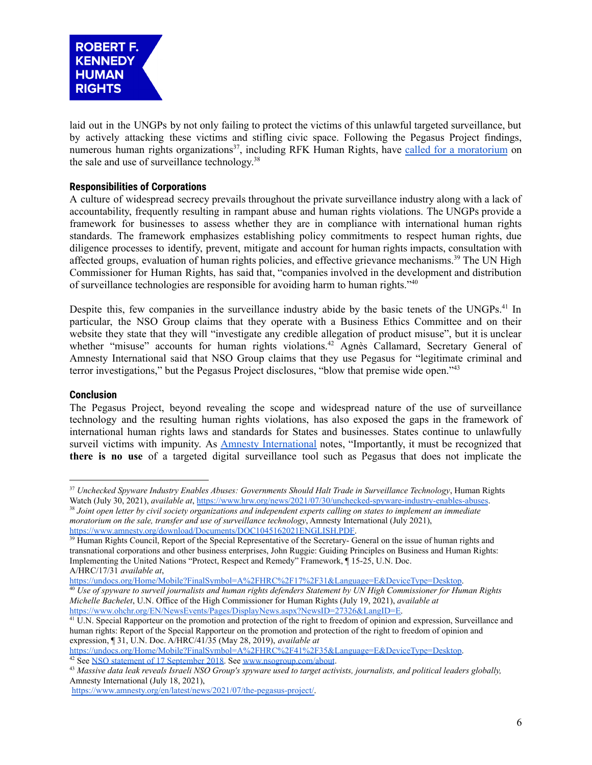laid out in the UNGPs by not only failing to protect the victims of this unlawful targeted surveillance, but by actively attacking these victims and stifling civic space. Following the Pegasus Project findings, numerous human rights organizations[37], including RFK Human Rights, have called for a moratorium on the sale and use of surveillance technology.[38]

### Responsibilities of Corporations

A culture of widespread secrecy prevails throughout the private surveillance industry along with a lack of accountability, frequently resulting in rampant abuse and human rights violations. The UNGPs provide a framework for businesses to assess whether they are in compliance with international human rights standards. The framework emphasizes establishing policy commitments to respect human rights, due diligence processes to identify, prevent, mitigate and account for human rights impacts, consultation with affected groups, evaluation of human rights policies, and effective grievance mechanisms.[39] The UN High Commissioner for Human Rights, has said that, "companies involved in the development and distribution of surveillance technologies are responsible for avoiding harm to human rights."[40]

Despite this, few companies in the surveillance industry abide by the basic tenets of the UNGPs.[41] In particular, the NSO Group claims that they operate with a Business Ethics Committee and on their website they state that they will "investigate any credible allegation of product misuse", but it is unclear whether "misuse" accounts for human rights violations.[42] Agnès Callamard, Secretary General of Amnesty International said that NSO Group claims that they use Pegasus for "legitimate criminal and terror investigations," but the Pegasus Project disclosures, "blow that premise wide open."[43]

### Conclusion

The Pegasus Project, beyond revealing the scope and widespread nature of the use of surveillance technology and the resulting human rights violations, has also exposed the gaps in the framework of international human rights laws and standards for States and businesses. States continue to unlawfully surveil victims with impunity. As Amnesty International notes, "Importantly, it must be recognized that **there is no use** of a targeted digital surveillance tool such as Pegasus that does not implicate the

---

[37] *Unchecked Spyware Industry Enables Abuses: Governments Should Halt Trade in Surveillance Technology*, Human Rights Watch (July 30, 2021), *available at*, https://www.hrw.org/news/2021/07/30/unchecked-spyware-industry-enables-abuses.

[38] *Joint open letter by civil society organizations and independent experts calling on states to implement an immediate moratorium on the sale, transfer and use of surveillance technology*, Amnesty International (July 2021), https://www.amnesty.org/download/Documents/DOC1045162021ENGLISH.PDF.

[39] Human Rights Council, Report of the Special Representative of the Secretary- General on the issue of human rights and transnational corporations and other business enterprises, John Ruggie: Guiding Principles on Business and Human Rights: Implementing the United Nations "Protect, Respect and Remedy" Framework, ¶ 15-25, U.N. Doc. A/HRC/17/31 *available at*, https://undocs.org/Home/Mobile?FinalSymbol=A%2FHRC%2F17%2F31&Language=E&DeviceType=Desktop.

[40] *Use of spyware to surveil journalists and human rights defenders Statement by UN High Commissioner for Human Rights Michelle Bachelet*, U.N. Office of the High Commissioner for Human Rights (July 19, 2021), *available at* https://www.ohchr.org/EN/NewsEvents/Pages/DisplayNews.aspx?NewsID=27326&LangID=E.

[41] U.N. Special Rapporteur on the promotion and protection of the right to freedom of opinion and expression, Surveillance and human rights: Report of the Special Rapporteur on the promotion and protection of the right to freedom of opinion and expression, ¶ 31, U.N. Doc. A/HRC/41/35 (May 28, 2019), *available at* https://undocs.org/Home/Mobile?FinalSymbol=A%2FHRC%2F41%2F35&Language=E&DeviceType=Desktop.

[42] See NSO statement of 17 September 2018. See www.nsogroup.com/about.

[43] *Massive data leak reveals Israeli NSO Group's spyware used to target activists, journalists, and political leaders globally,* Amnesty International (July 18, 2021), https://www.amnesty.org/en/latest/news/2021/07/the-pegasus-project/.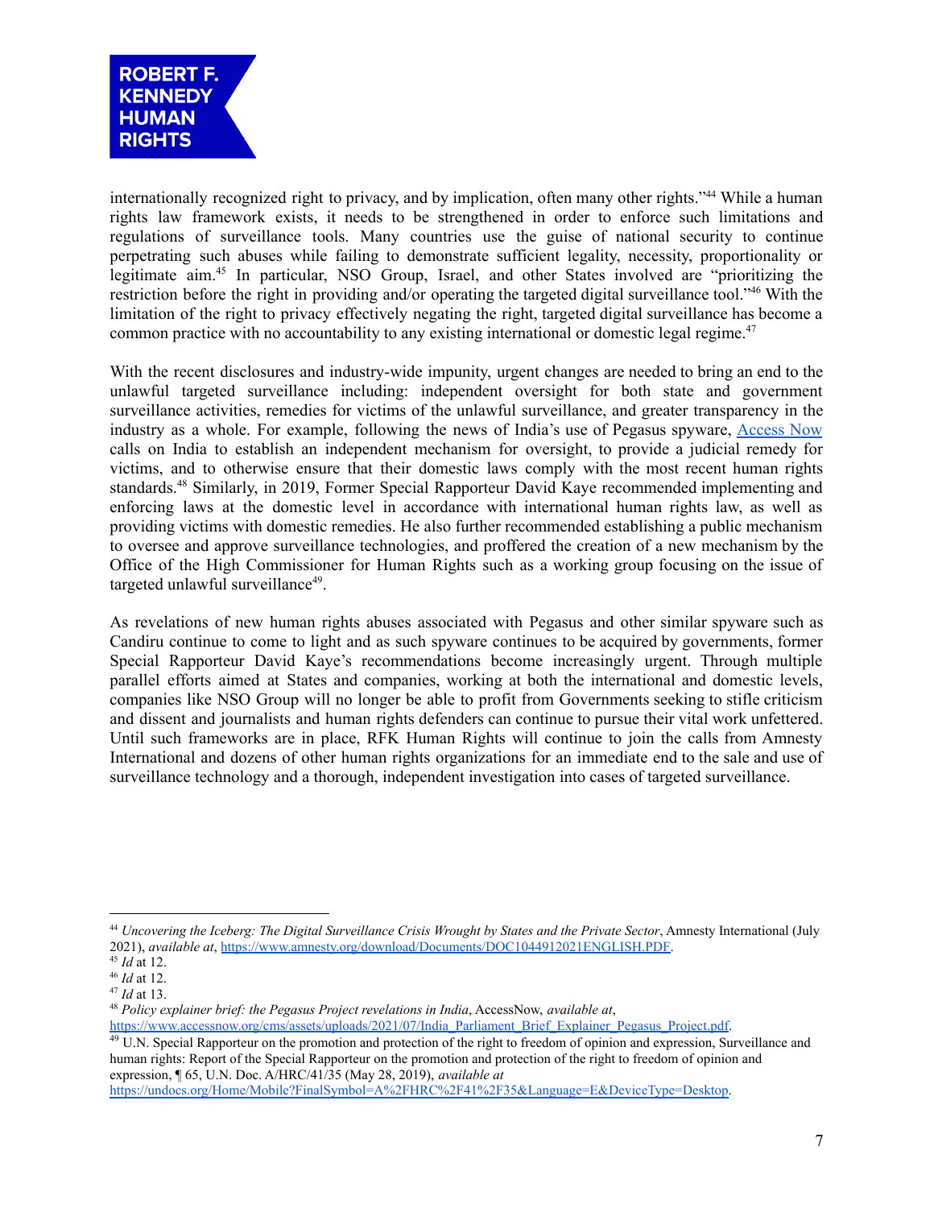internationally recognized right to privacy, and by implication, often many other rights."[44] While a human rights law framework exists, it needs to be strengthened in order to enforce such limitations and regulations of surveillance tools. Many countries use the guise of national security to continue perpetrating such abuses while failing to demonstrate sufficient legality, necessity, proportionality or legitimate aim.[45] In particular, NSO Group, Israel, and other States involved are "prioritizing the restriction before the right in providing and/or operating the targeted digital surveillance tool."[46] With the limitation of the right to privacy effectively negating the right, targeted digital surveillance has become a common practice with no accountability to any existing international or domestic legal regime.[47]

With the recent disclosures and industry-wide impunity, urgent changes are needed to bring an end to the unlawful targeted surveillance including: independent oversight for both state and government surveillance activities, remedies for victims of the unlawful surveillance, and greater transparency in the industry as a whole. For example, following the news of India's use of Pegasus spyware, Access Now calls on India to establish an independent mechanism for oversight, to provide a judicial remedy for victims, and to otherwise ensure that their domestic laws comply with the most recent human rights standards.[48] Similarly, in 2019, Former Special Rapporteur David Kaye recommended implementing and enforcing laws at the domestic level in accordance with international human rights law, as well as providing victims with domestic remedies. He also further recommended establishing a public mechanism to oversee and approve surveillance technologies, and proffered the creation of a new mechanism by the Office of the High Commissioner for Human Rights such as a working group focusing on the issue of targeted unlawful surveillance[49].

As revelations of new human rights abuses associated with Pegasus and other similar spyware such as Candiru continue to come to light and as such spyware continues to be acquired by governments, former Special Rapporteur David Kaye's recommendations become increasingly urgent. Through multiple parallel efforts aimed at States and companies, working at both the international and domestic levels, companies like NSO Group will no longer be able to profit from Governments seeking to stifle criticism and dissent and journalists and human rights defenders can continue to pursue their vital work unfettered. Until such frameworks are in place, RFK Human Rights will continue to join the calls from Amnesty International and dozens of other human rights organizations for an immediate end to the sale and use of surveillance technology and a thorough, independent investigation into cases of targeted surveillance.

---

[44] *Uncovering the Iceberg: The Digital Surveillance Crisis Wrought by States and the Private Sector*, Amnesty International (July 2021), *available at*, https://www.amnesty.org/download/Documents/DOC1044912021ENGLISH.PDF.

[45] *Id* at 12.

[46] *Id* at 12.

[47] *Id* at 13.

[48] *Policy explainer brief: the Pegasus Project revelations in India*, AccessNow, *available at*, https://www.accessnow.org/cms/assets/uploads/2021/07/India_Parliament_Brief_Explainer_Pegasus_Project.pdf.

[49] U.N. Special Rapporteur on the promotion and protection of the right to freedom of opinion and expression, Surveillance and human rights: Report of the Special Rapporteur on the promotion and protection of the right to freedom of opinion and expression, ¶ 65, U.N. Doc. A/HRC/41/35 (May 28, 2019), *available at* https://undocs.org/Home/Mobile?FinalSymbol=A%2FHRC%2F41%2F35&Language=E&DeviceType=Desktop.